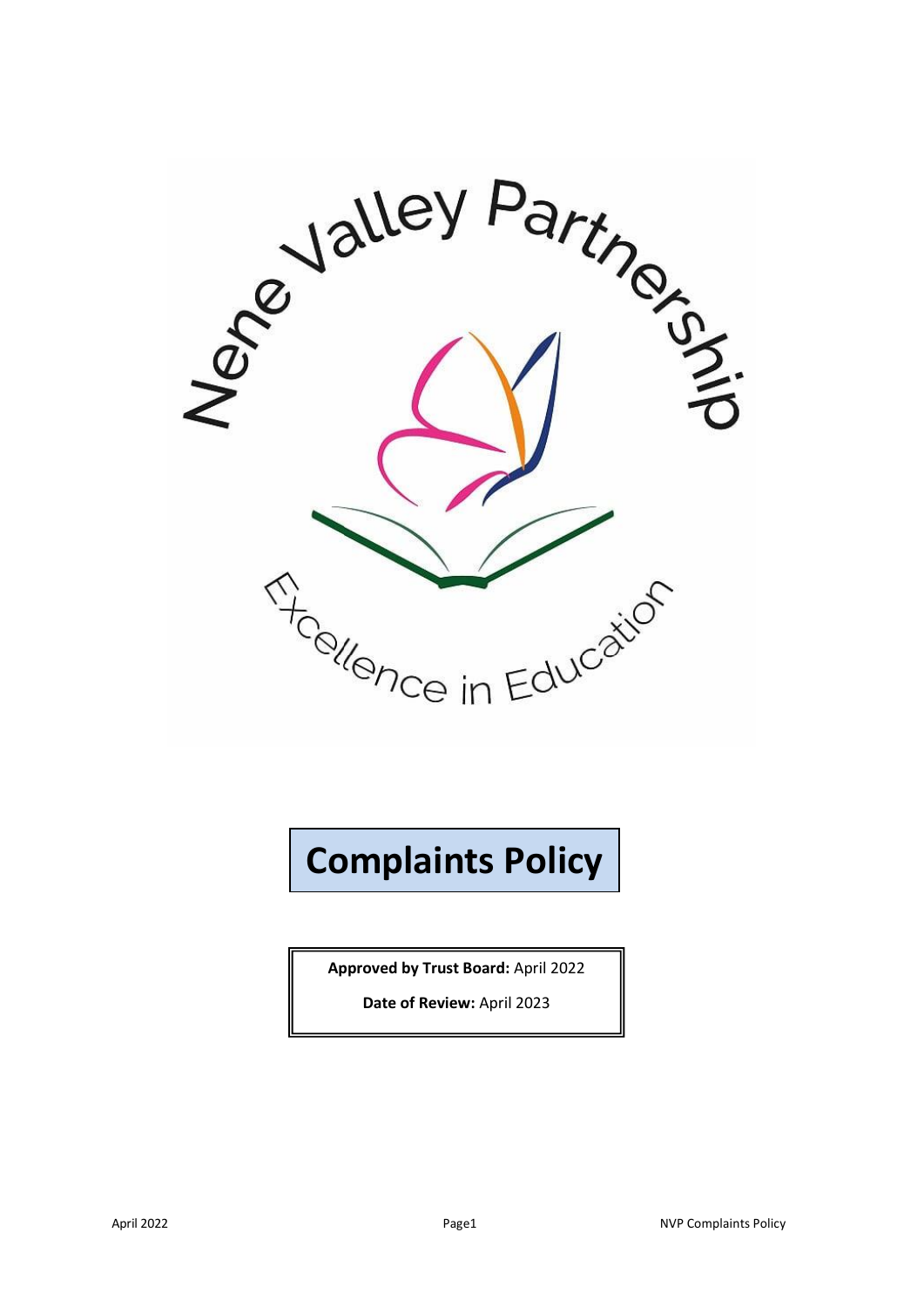Nene Valley Partnership

Excellence in Education

# Complaints Policy

**Approved by Trust Board:** April 2022

**Date of Review:** April 2023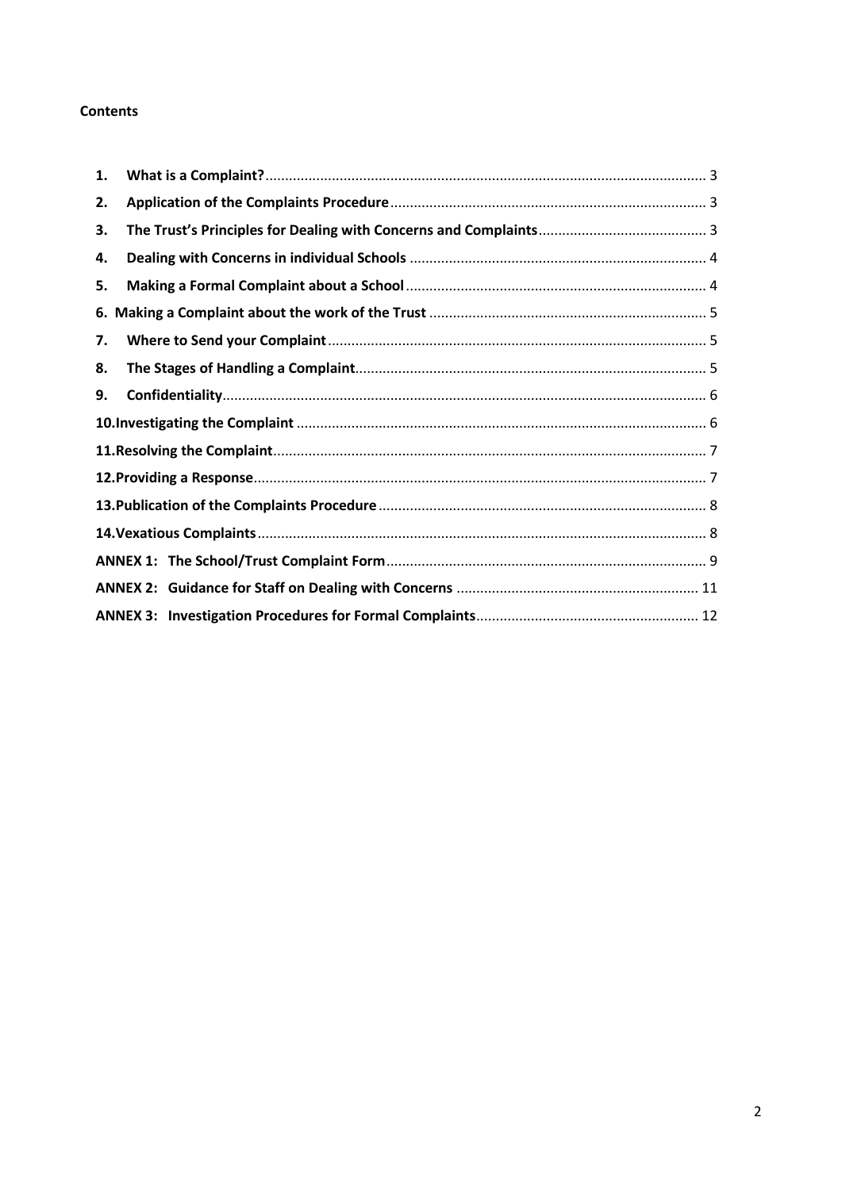**Contents**

| | | |
|---|---|---|
| 1. | **What is a Complaint?** | 3 |
| 2. | **Application of the Complaints Procedure** | 3 |
| 3. | **The Trust's Principles for Dealing with Concerns and Complaints** | 3 |
| 4. | **Dealing with Concerns in individual Schools** | 4 |
| 5. | **Making a Formal Complaint about a School** | 4 |
| 6. | **Making a Complaint about the work of the Trust** | 5 |
| 7. | **Where to Send your Complaint** | 5 |
| 8. | **The Stages of Handling a Complaint** | 5 |
| 9. | **Confidentiality** | 6 |
| 10. | **Investigating the Complaint** | 6 |
| 11. | **Resolving the Complaint** | 7 |
| 12. | **Providing a Response** | 7 |
| 13. | **Publication of the Complaints Procedure** | 8 |
| 14. | **Vexatious Complaints** | 8 |
| ANNEX 1: | **The School/Trust Complaint Form** | 9 |
| ANNEX 2: | **Guidance for Staff on Dealing with Concerns** | 11 |
| ANNEX 3: | **Investigation Procedures for Formal Complaints** | 12 |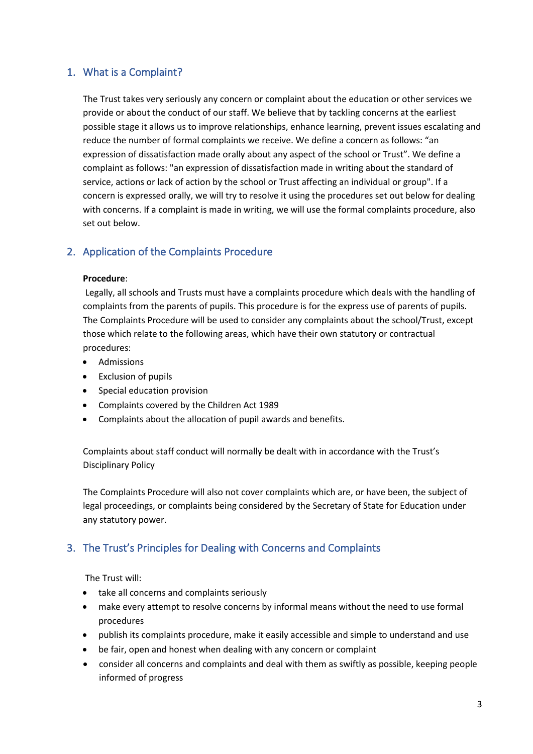## 1. What is a Complaint?

The Trust takes very seriously any concern or complaint about the education or other services we provide or about the conduct of our staff. We believe that by tackling concerns at the earliest possible stage it allows us to improve relationships, enhance learning, prevent issues escalating and reduce the number of formal complaints we receive. We define a concern as follows: "an expression of dissatisfaction made orally about any aspect of the school or Trust". We define a complaint as follows: "an expression of dissatisfaction made in writing about the standard of service, actions or lack of action by the school or Trust affecting an individual or group". If a concern is expressed orally, we will try to resolve it using the procedures set out below for dealing with concerns. If a complaint is made in writing, we will use the formal complaints procedure, also set out below.

## 2. Application of the Complaints Procedure

**Procedure**:

Legally, all schools and Trusts must have a complaints procedure which deals with the handling of complaints from the parents of pupils. This procedure is for the express use of parents of pupils. The Complaints Procedure will be used to consider any complaints about the school/Trust, except those which relate to the following areas, which have their own statutory or contractual procedures:

- Admissions
- Exclusion of pupils
- Special education provision
- Complaints covered by the Children Act 1989
- Complaints about the allocation of pupil awards and benefits.

Complaints about staff conduct will normally be dealt with in accordance with the Trust's Disciplinary Policy

The Complaints Procedure will also not cover complaints which are, or have been, the subject of legal proceedings, or complaints being considered by the Secretary of State for Education under any statutory power.

## 3. The Trust's Principles for Dealing with Concerns and Complaints

The Trust will:

- take all concerns and complaints seriously
- make every attempt to resolve concerns by informal means without the need to use formal procedures
- publish its complaints procedure, make it easily accessible and simple to understand and use
- be fair, open and honest when dealing with any concern or complaint
- consider all concerns and complaints and deal with them as swiftly as possible, keeping people informed of progress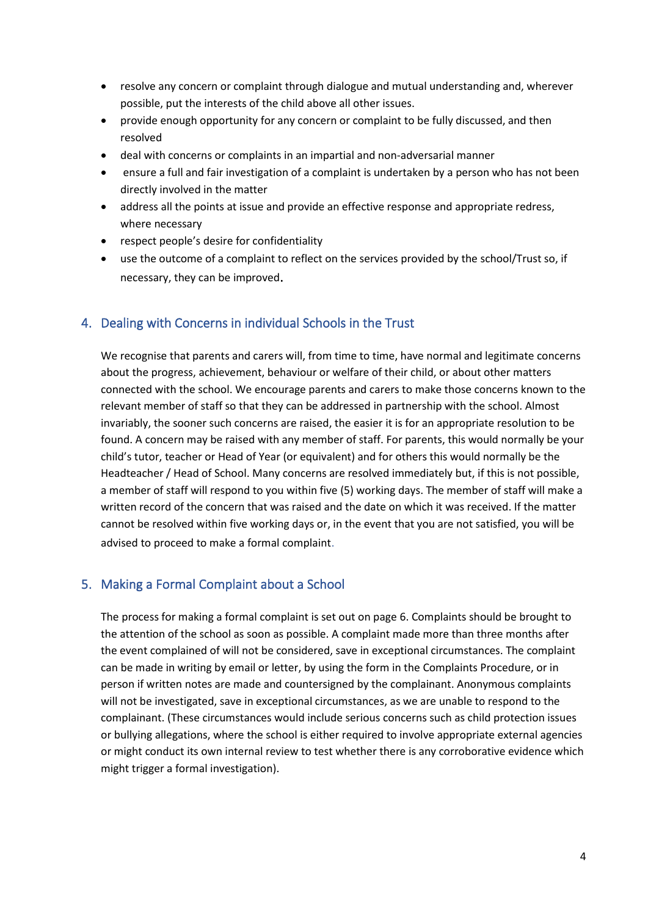- resolve any concern or complaint through dialogue and mutual understanding and, wherever possible, put the interests of the child above all other issues.
- provide enough opportunity for any concern or complaint to be fully discussed, and then resolved
- deal with concerns or complaints in an impartial and non-adversarial manner
- ensure a full and fair investigation of a complaint is undertaken by a person who has not been directly involved in the matter
- address all the points at issue and provide an effective response and appropriate redress, where necessary
- respect people's desire for confidentiality
- use the outcome of a complaint to reflect on the services provided by the school/Trust so, if necessary, they can be improved.

## 4. Dealing with Concerns in individual Schools in the Trust

We recognise that parents and carers will, from time to time, have normal and legitimate concerns about the progress, achievement, behaviour or welfare of their child, or about other matters connected with the school. We encourage parents and carers to make those concerns known to the relevant member of staff so that they can be addressed in partnership with the school. Almost invariably, the sooner such concerns are raised, the easier it is for an appropriate resolution to be found. A concern may be raised with any member of staff. For parents, this would normally be your child's tutor, teacher or Head of Year (or equivalent) and for others this would normally be the Headteacher / Head of School. Many concerns are resolved immediately but, if this is not possible, a member of staff will respond to you within five (5) working days. The member of staff will make a written record of the concern that was raised and the date on which it was received. If the matter cannot be resolved within five working days or, in the event that you are not satisfied, you will be advised to proceed to make a formal complaint.

## 5. Making a Formal Complaint about a School

The process for making a formal complaint is set out on page 6. Complaints should be brought to the attention of the school as soon as possible. A complaint made more than three months after the event complained of will not be considered, save in exceptional circumstances. The complaint can be made in writing by email or letter, by using the form in the Complaints Procedure, or in person if written notes are made and countersigned by the complainant. Anonymous complaints will not be investigated, save in exceptional circumstances, as we are unable to respond to the complainant. (These circumstances would include serious concerns such as child protection issues or bullying allegations, where the school is either required to involve appropriate external agencies or might conduct its own internal review to test whether there is any corroborative evidence which might trigger a formal investigation).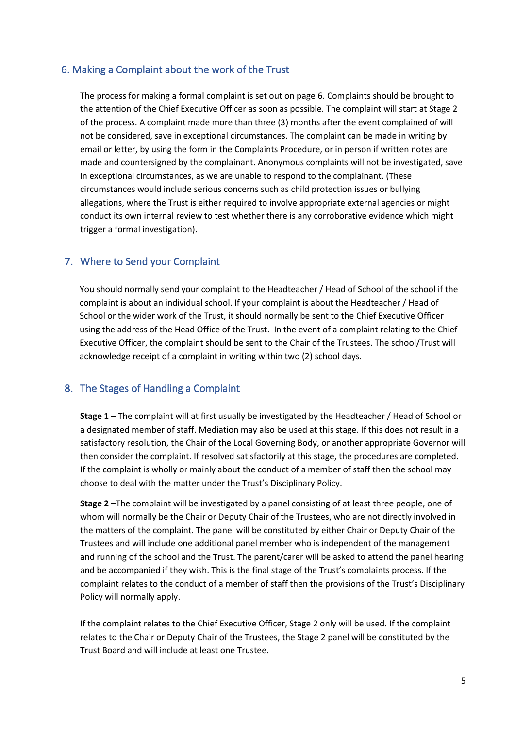## 6. Making a Complaint about the work of the Trust

The process for making a formal complaint is set out on page 6. Complaints should be brought to the attention of the Chief Executive Officer as soon as possible. The complaint will start at Stage 2 of the process. A complaint made more than three (3) months after the event complained of will not be considered, save in exceptional circumstances. The complaint can be made in writing by email or letter, by using the form in the Complaints Procedure, or in person if written notes are made and countersigned by the complainant. Anonymous complaints will not be investigated, save in exceptional circumstances, as we are unable to respond to the complainant. (These circumstances would include serious concerns such as child protection issues or bullying allegations, where the Trust is either required to involve appropriate external agencies or might conduct its own internal review to test whether there is any corroborative evidence which might trigger a formal investigation).

## 7. Where to Send your Complaint

You should normally send your complaint to the Headteacher / Head of School of the school if the complaint is about an individual school. If your complaint is about the Headteacher / Head of School or the wider work of the Trust, it should normally be sent to the Chief Executive Officer using the address of the Head Office of the Trust. In the event of a complaint relating to the Chief Executive Officer, the complaint should be sent to the Chair of the Trustees. The school/Trust will acknowledge receipt of a complaint in writing within two (2) school days.

## 8. The Stages of Handling a Complaint

**Stage 1** – The complaint will at first usually be investigated by the Headteacher / Head of School or a designated member of staff. Mediation may also be used at this stage. If this does not result in a satisfactory resolution, the Chair of the Local Governing Body, or another appropriate Governor will then consider the complaint. If resolved satisfactorily at this stage, the procedures are completed. If the complaint is wholly or mainly about the conduct of a member of staff then the school may choose to deal with the matter under the Trust's Disciplinary Policy.

**Stage 2** –The complaint will be investigated by a panel consisting of at least three people, one of whom will normally be the Chair or Deputy Chair of the Trustees, who are not directly involved in the matters of the complaint. The panel will be constituted by either Chair or Deputy Chair of the Trustees and will include one additional panel member who is independent of the management and running of the school and the Trust. The parent/carer will be asked to attend the panel hearing and be accompanied if they wish. This is the final stage of the Trust's complaints process. If the complaint relates to the conduct of a member of staff then the provisions of the Trust's Disciplinary Policy will normally apply.

If the complaint relates to the Chief Executive Officer, Stage 2 only will be used. If the complaint relates to the Chair or Deputy Chair of the Trustees, the Stage 2 panel will be constituted by the Trust Board and will include at least one Trustee.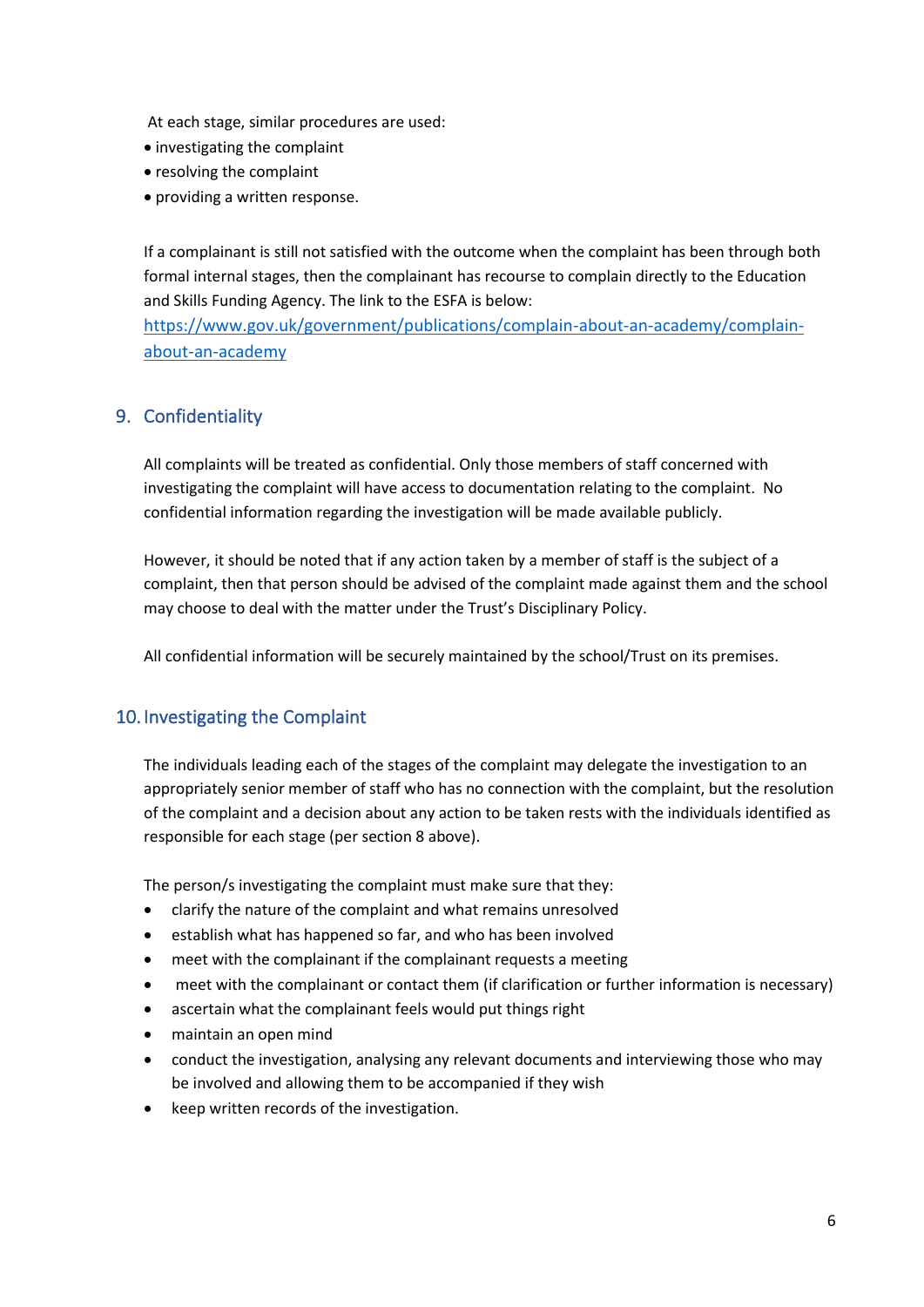At each stage, similar procedures are used:

- investigating the complaint
- resolving the complaint
- providing a written response.

If a complainant is still not satisfied with the outcome when the complaint has been through both formal internal stages, then the complainant has recourse to complain directly to the Education and Skills Funding Agency. The link to the ESFA is below:
[https://www.gov.uk/government/publications/complain-about-an-academy/complain-about-an-academy](https://www.gov.uk/government/publications/complain-about-an-academy/complain-about-an-academy)

## 9. Confidentiality

All complaints will be treated as confidential. Only those members of staff concerned with investigating the complaint will have access to documentation relating to the complaint. No confidential information regarding the investigation will be made available publicly.

However, it should be noted that if any action taken by a member of staff is the subject of a complaint, then that person should be advised of the complaint made against them and the school may choose to deal with the matter under the Trust's Disciplinary Policy.

All confidential information will be securely maintained by the school/Trust on its premises.

## 10. Investigating the Complaint

The individuals leading each of the stages of the complaint may delegate the investigation to an appropriately senior member of staff who has no connection with the complaint, but the resolution of the complaint and a decision about any action to be taken rests with the individuals identified as responsible for each stage (per section 8 above).

The person/s investigating the complaint must make sure that they:

- clarify the nature of the complaint and what remains unresolved
- establish what has happened so far, and who has been involved
- meet with the complainant if the complainant requests a meeting
- meet with the complainant or contact them (if clarification or further information is necessary)
- ascertain what the complainant feels would put things right
- maintain an open mind
- conduct the investigation, analysing any relevant documents and interviewing those who may be involved and allowing them to be accompanied if they wish
- keep written records of the investigation.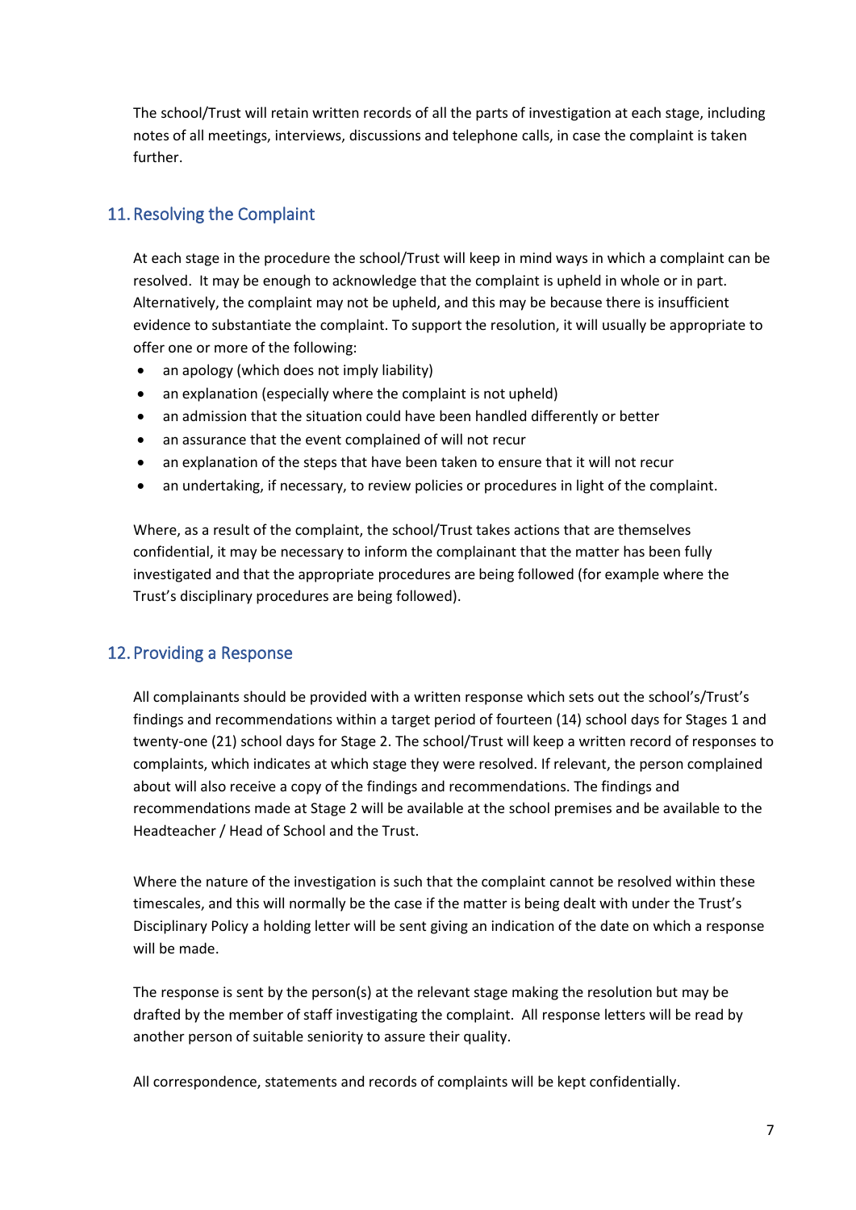The school/Trust will retain written records of all the parts of investigation at each stage, including notes of all meetings, interviews, discussions and telephone calls, in case the complaint is taken further.

## 11. Resolving the Complaint

At each stage in the procedure the school/Trust will keep in mind ways in which a complaint can be resolved. It may be enough to acknowledge that the complaint is upheld in whole or in part. Alternatively, the complaint may not be upheld, and this may be because there is insufficient evidence to substantiate the complaint. To support the resolution, it will usually be appropriate to offer one or more of the following:

- an apology (which does not imply liability)
- an explanation (especially where the complaint is not upheld)
- an admission that the situation could have been handled differently or better
- an assurance that the event complained of will not recur
- an explanation of the steps that have been taken to ensure that it will not recur
- an undertaking, if necessary, to review policies or procedures in light of the complaint.

Where, as a result of the complaint, the school/Trust takes actions that are themselves confidential, it may be necessary to inform the complainant that the matter has been fully investigated and that the appropriate procedures are being followed (for example where the Trust's disciplinary procedures are being followed).

## 12. Providing a Response

All complainants should be provided with a written response which sets out the school's/Trust's findings and recommendations within a target period of fourteen (14) school days for Stages 1 and twenty-one (21) school days for Stage 2. The school/Trust will keep a written record of responses to complaints, which indicates at which stage they were resolved. If relevant, the person complained about will also receive a copy of the findings and recommendations. The findings and recommendations made at Stage 2 will be available at the school premises and be available to the Headteacher / Head of School and the Trust.

Where the nature of the investigation is such that the complaint cannot be resolved within these timescales, and this will normally be the case if the matter is being dealt with under the Trust's Disciplinary Policy a holding letter will be sent giving an indication of the date on which a response will be made.

The response is sent by the person(s) at the relevant stage making the resolution but may be drafted by the member of staff investigating the complaint. All response letters will be read by another person of suitable seniority to assure their quality.

All correspondence, statements and records of complaints will be kept confidentially.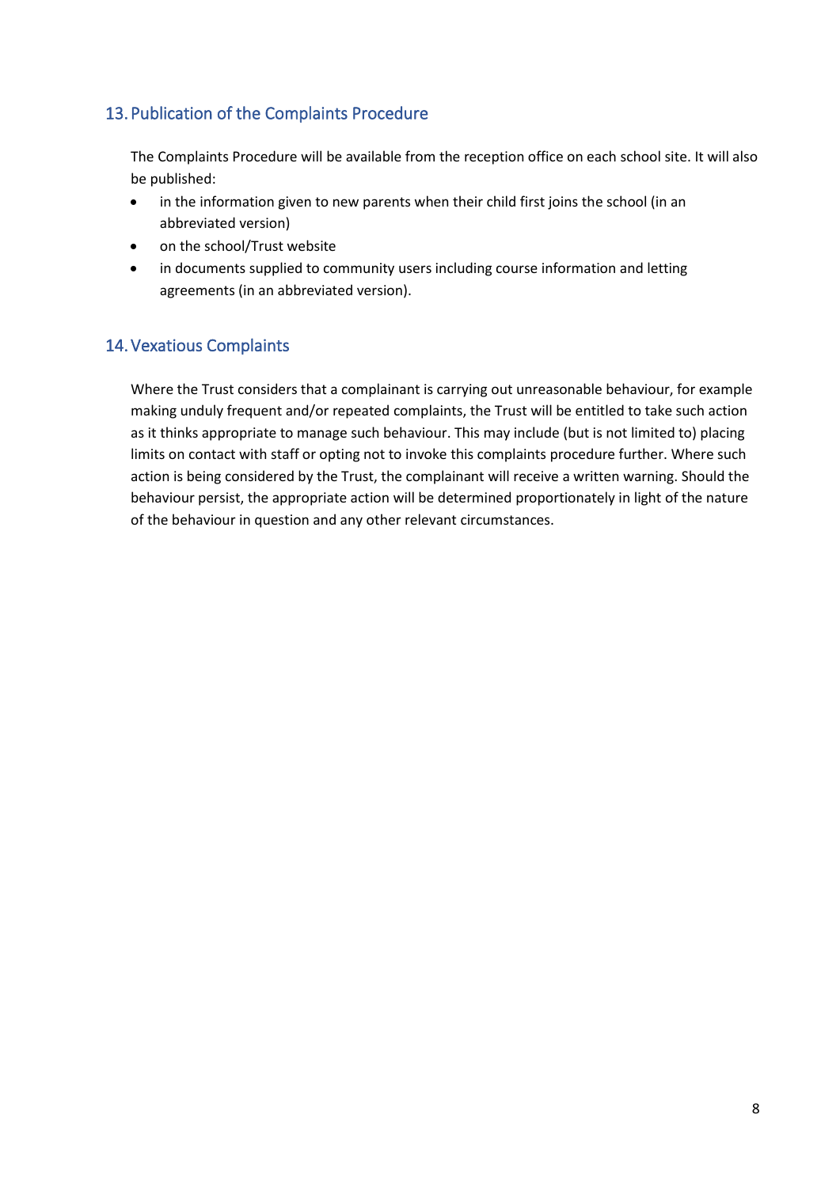## 13. Publication of the Complaints Procedure

The Complaints Procedure will be available from the reception office on each school site. It will also be published:

- in the information given to new parents when their child first joins the school (in an abbreviated version)
- on the school/Trust website
- in documents supplied to community users including course information and letting agreements (in an abbreviated version).

## 14. Vexatious Complaints

Where the Trust considers that a complainant is carrying out unreasonable behaviour, for example making unduly frequent and/or repeated complaints, the Trust will be entitled to take such action as it thinks appropriate to manage such behaviour. This may include (but is not limited to) placing limits on contact with staff or opting not to invoke this complaints procedure further. Where such action is being considered by the Trust, the complainant will receive a written warning. Should the behaviour persist, the appropriate action will be determined proportionately in light of the nature of the behaviour in question and any other relevant circumstances.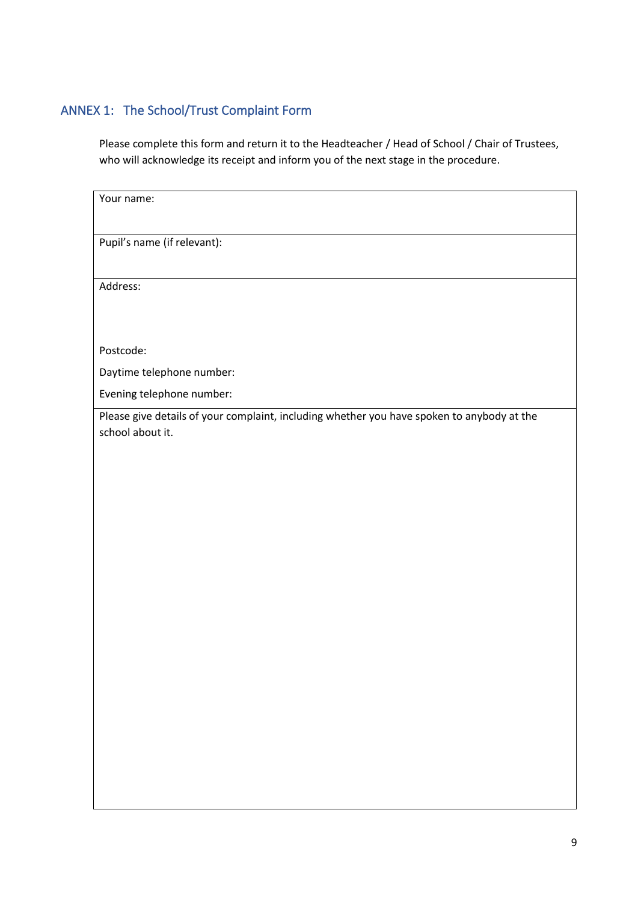## ANNEX 1: The School/Trust Complaint Form

Please complete this form and return it to the Headteacher / Head of School / Chair of Trustees, who will acknowledge its receipt and inform you of the next stage in the procedure.

| Your name: |
|---|
| Pupil's name (if relevant): |
| Address:<br><br><br>Postcode:<br>Daytime telephone number:<br>Evening telephone number: |
| Please give details of your complaint, including whether you have spoken to anybody at the school about it. |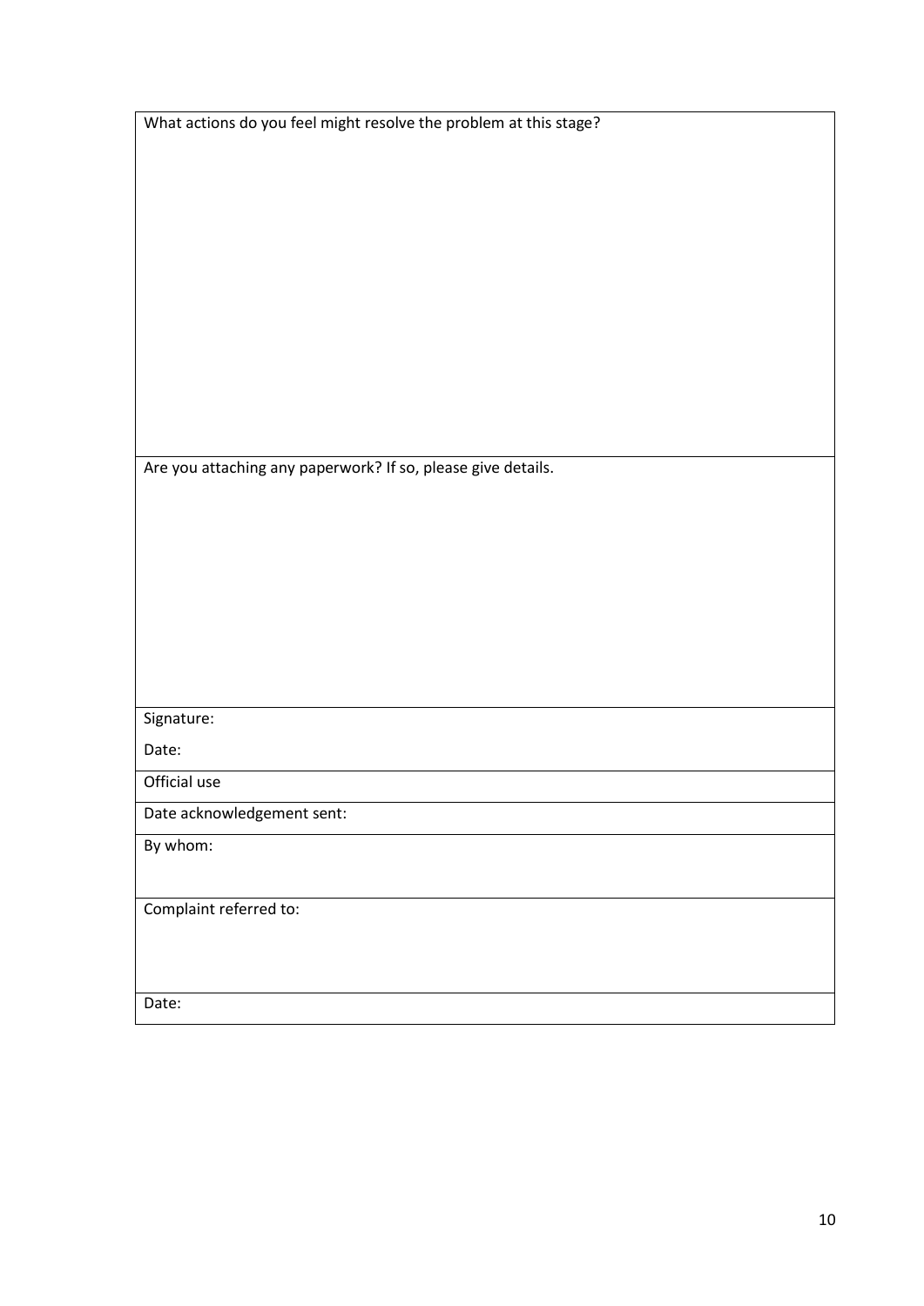| What actions do you feel might resolve the problem at this stage? |
| --- |
| |
| Are you attaching any paperwork? If so, please give details. |
| |
| Signature:<br><br>Date: |
| Official use |
| Date acknowledgement sent: |
| By whom: |
| Complaint referred to: |
| Date: |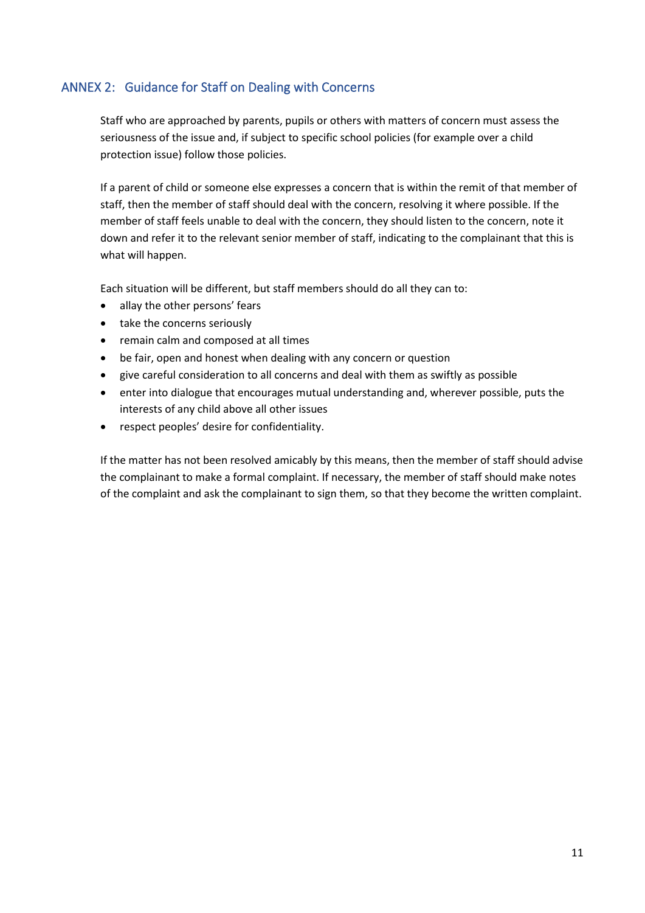## ANNEX 2: Guidance for Staff on Dealing with Concerns

Staff who are approached by parents, pupils or others with matters of concern must assess the seriousness of the issue and, if subject to specific school policies (for example over a child protection issue) follow those policies.

If a parent of child or someone else expresses a concern that is within the remit of that member of staff, then the member of staff should deal with the concern, resolving it where possible. If the member of staff feels unable to deal with the concern, they should listen to the concern, note it down and refer it to the relevant senior member of staff, indicating to the complainant that this is what will happen.

Each situation will be different, but staff members should do all they can to:

- allay the other persons' fears
- take the concerns seriously
- remain calm and composed at all times
- be fair, open and honest when dealing with any concern or question
- give careful consideration to all concerns and deal with them as swiftly as possible
- enter into dialogue that encourages mutual understanding and, wherever possible, puts the interests of any child above all other issues
- respect peoples' desire for confidentiality.

If the matter has not been resolved amicably by this means, then the member of staff should advise the complainant to make a formal complaint. If necessary, the member of staff should make notes of the complaint and ask the complainant to sign them, so that they become the written complaint.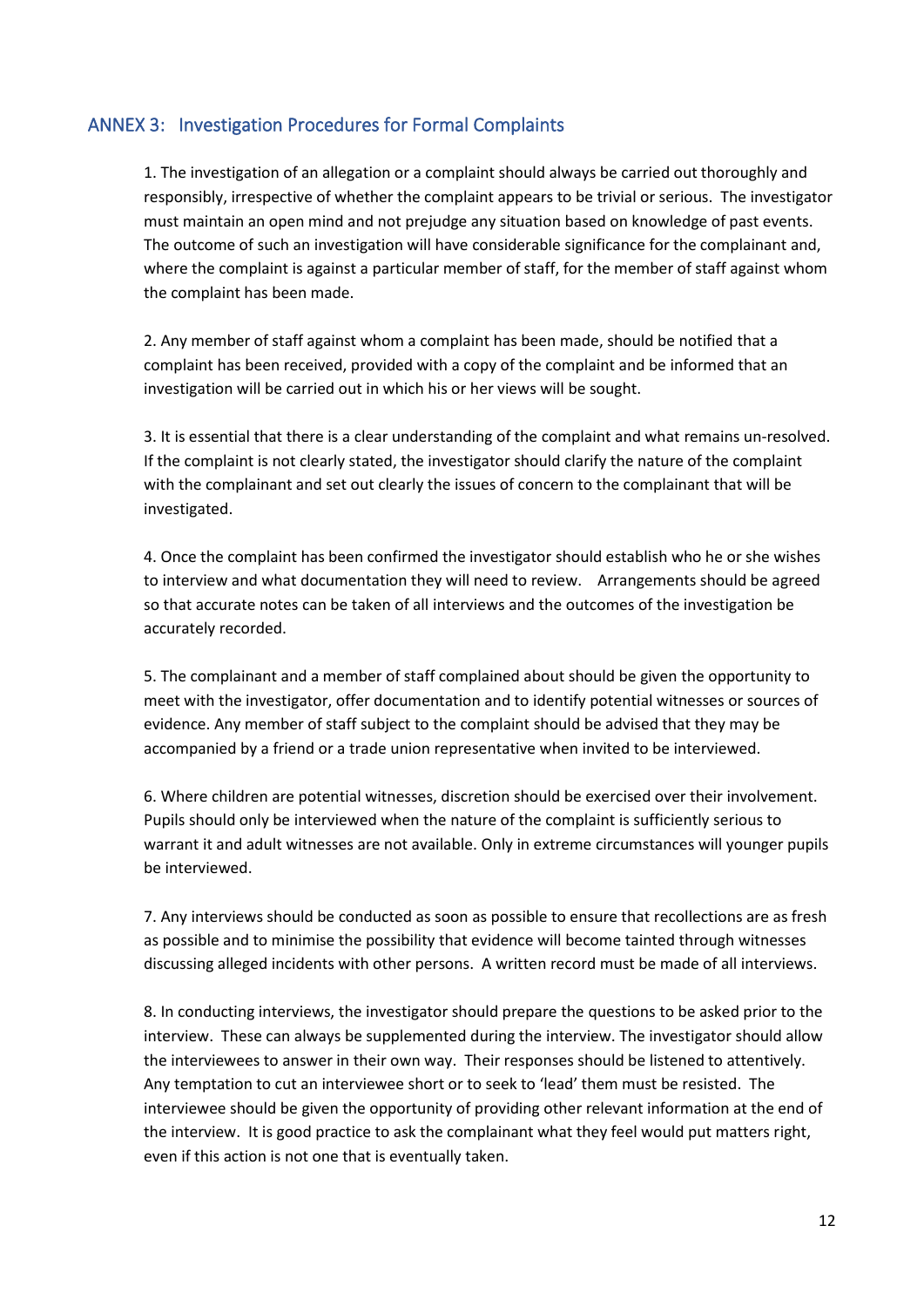## ANNEX 3: Investigation Procedures for Formal Complaints

1. The investigation of an allegation or a complaint should always be carried out thoroughly and responsibly, irrespective of whether the complaint appears to be trivial or serious. The investigator must maintain an open mind and not prejudge any situation based on knowledge of past events. The outcome of such an investigation will have considerable significance for the complainant and, where the complaint is against a particular member of staff, for the member of staff against whom the complaint has been made.

2. Any member of staff against whom a complaint has been made, should be notified that a complaint has been received, provided with a copy of the complaint and be informed that an investigation will be carried out in which his or her views will be sought.

3. It is essential that there is a clear understanding of the complaint and what remains un-resolved. If the complaint is not clearly stated, the investigator should clarify the nature of the complaint with the complainant and set out clearly the issues of concern to the complainant that will be investigated.

4. Once the complaint has been confirmed the investigator should establish who he or she wishes to interview and what documentation they will need to review. Arrangements should be agreed so that accurate notes can be taken of all interviews and the outcomes of the investigation be accurately recorded.

5. The complainant and a member of staff complained about should be given the opportunity to meet with the investigator, offer documentation and to identify potential witnesses or sources of evidence. Any member of staff subject to the complaint should be advised that they may be accompanied by a friend or a trade union representative when invited to be interviewed.

6. Where children are potential witnesses, discretion should be exercised over their involvement. Pupils should only be interviewed when the nature of the complaint is sufficiently serious to warrant it and adult witnesses are not available. Only in extreme circumstances will younger pupils be interviewed.

7. Any interviews should be conducted as soon as possible to ensure that recollections are as fresh as possible and to minimise the possibility that evidence will become tainted through witnesses discussing alleged incidents with other persons. A written record must be made of all interviews.

8. In conducting interviews, the investigator should prepare the questions to be asked prior to the interview. These can always be supplemented during the interview. The investigator should allow the interviewees to answer in their own way. Their responses should be listened to attentively. Any temptation to cut an interviewee short or to seek to 'lead' them must be resisted. The interviewee should be given the opportunity of providing other relevant information at the end of the interview. It is good practice to ask the complainant what they feel would put matters right, even if this action is not one that is eventually taken.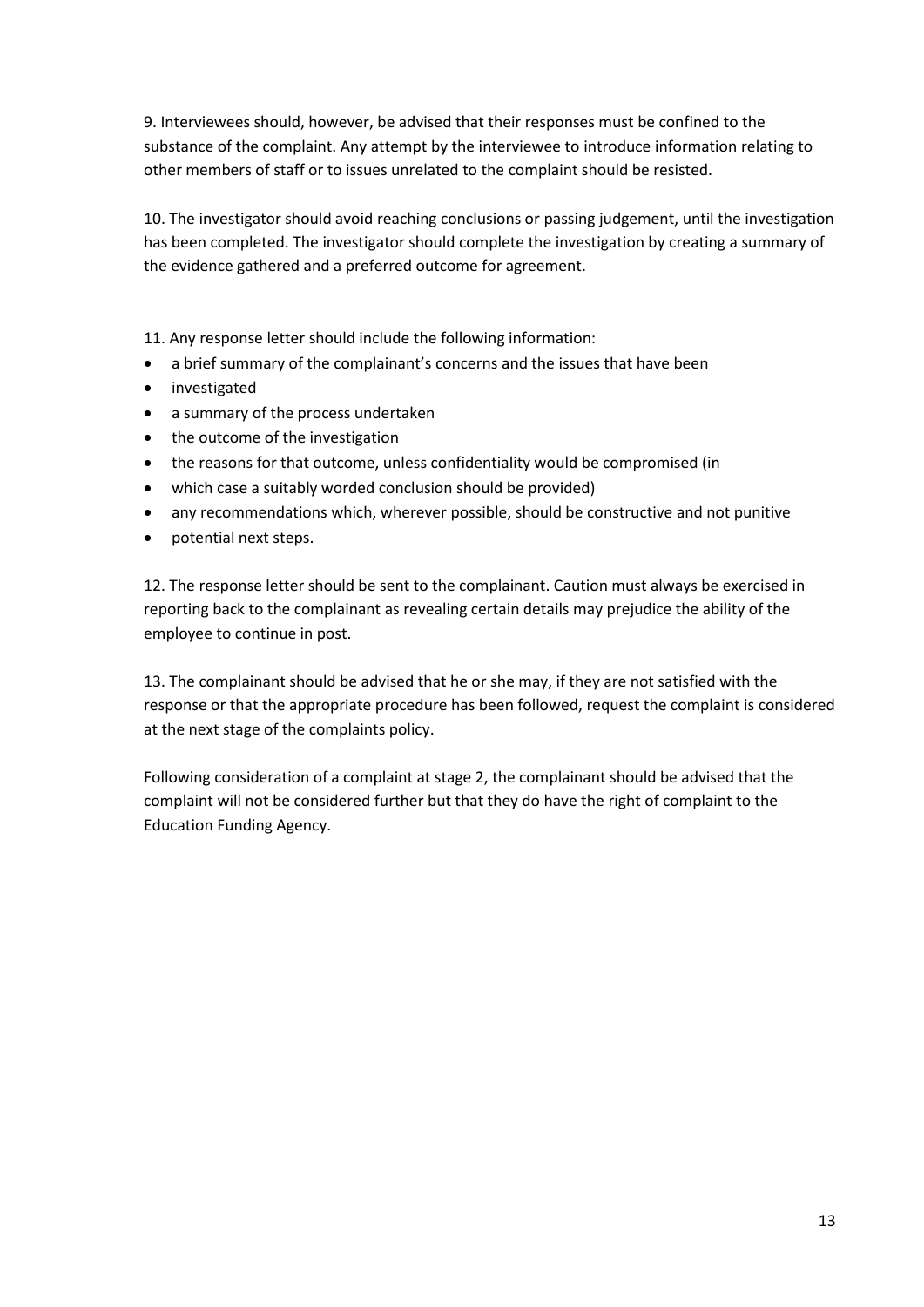9. Interviewees should, however, be advised that their responses must be confined to the substance of the complaint. Any attempt by the interviewee to introduce information relating to other members of staff or to issues unrelated to the complaint should be resisted.

10. The investigator should avoid reaching conclusions or passing judgement, until the investigation has been completed. The investigator should complete the investigation by creating a summary of the evidence gathered and a preferred outcome for agreement.

11. Any response letter should include the following information:

- a brief summary of the complainant's concerns and the issues that have been
- investigated
- a summary of the process undertaken
- the outcome of the investigation
- the reasons for that outcome, unless confidentiality would be compromised (in
- which case a suitably worded conclusion should be provided)
- any recommendations which, wherever possible, should be constructive and not punitive
- potential next steps.

12. The response letter should be sent to the complainant. Caution must always be exercised in reporting back to the complainant as revealing certain details may prejudice the ability of the employee to continue in post.

13. The complainant should be advised that he or she may, if they are not satisfied with the response or that the appropriate procedure has been followed, request the complaint is considered at the next stage of the complaints policy.

Following consideration of a complaint at stage 2, the complainant should be advised that the complaint will not be considered further but that they do have the right of complaint to the Education Funding Agency.